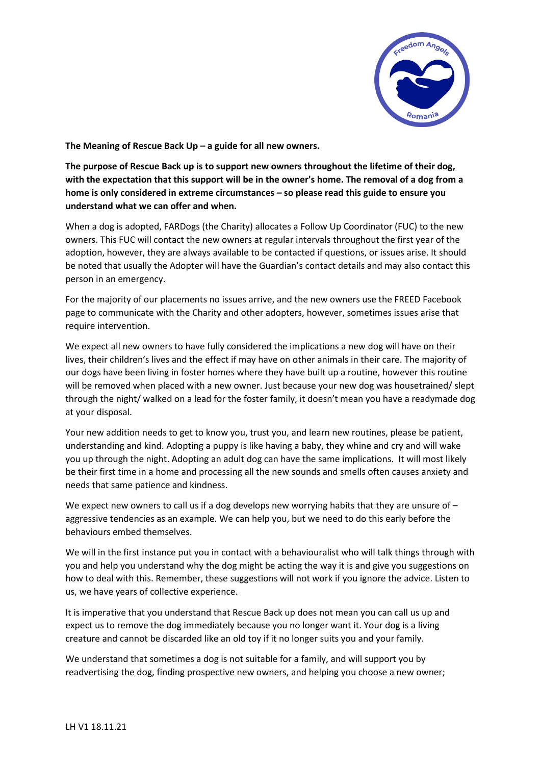**The Meaning of Rescue Back Up – a guide for all new owners.**

**The purpose of Rescue Back up is to support new owners throughout the lifetime of their dog, with the expectation that this support will be in the owner's home. The removal of a dog from a home is only considered in extreme circumstances – so please read this guide to ensure you understand what we can offer and when.**

When a dog is adopted, FARDogs (the Charity) allocates a Follow Up Coordinator (FUC) to the new owners. This FUC will contact the new owners at regular intervals throughout the first year of the adoption, however, they are always available to be contacted if questions, or issues arise. It should be noted that usually the Adopter will have the Guardian's contact details and may also contact this person in an emergency.

For the majority of our placements no issues arrive, and the new owners use the FREED Facebook page to communicate with the Charity and other adopters, however, sometimes issues arise that require intervention.

We expect all new owners to have fully considered the implications a new dog will have on their lives, their children's lives and the effect if may have on other animals in their care. The majority of our dogs have been living in foster homes where they have built up a routine, however this routine will be removed when placed with a new owner. Just because your new dog was housetrained/ slept through the night/ walked on a lead for the foster family, it doesn't mean you have a readymade dog at your disposal.

Your new addition needs to get to know you, trust you, and learn new routines, please be patient, understanding and kind. Adopting a puppy is like having a baby, they whine and cry and will wake you up through the night. Adopting an adult dog can have the same implications. It will most likely be their first time in a home and processing all the new sounds and smells often causes anxiety and needs that same patience and kindness.

We expect new owners to call us if a dog develops new worrying habits that they are unsure of – aggressive tendencies as an example. We can help you, but we need to do this early before the behaviours embed themselves.

We will in the first instance put you in contact with a behaviouralist who will talk things through with you and help you understand why the dog might be acting the way it is and give you suggestions on how to deal with this. Remember, these suggestions will not work if you ignore the advice. Listen to us, we have years of collective experience.

It is imperative that you understand that Rescue Back up does not mean you can call us up and expect us to remove the dog immediately because you no longer want it. Your dog is a living creature and cannot be discarded like an old toy if it no longer suits you and your family.

We understand that sometimes a dog is not suitable for a family, and will support you by readvertising the dog, finding prospective new owners, and helping you choose a new owner;

LH V1 18.11.21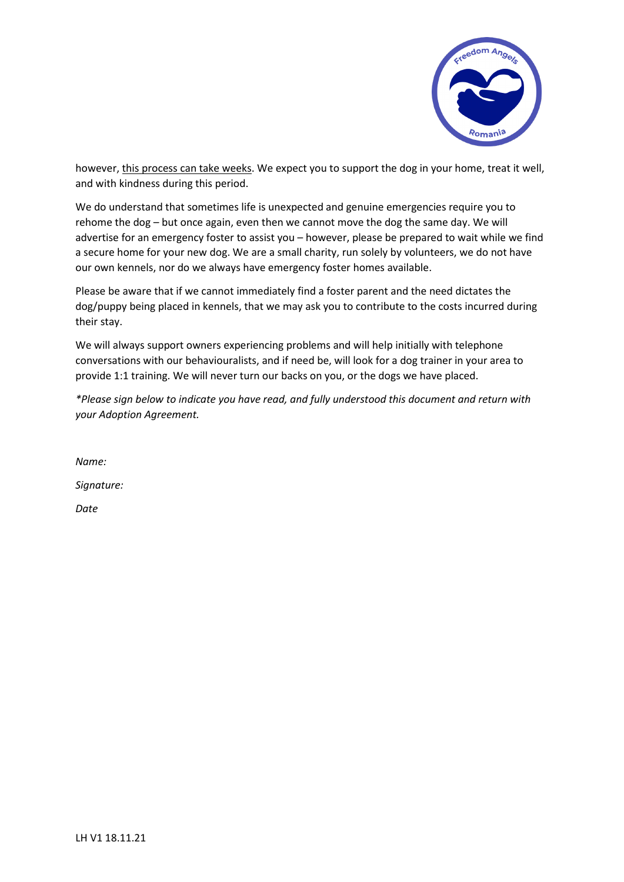however, this process can take weeks. We expect you to support the dog in your home, treat it well, and with kindness during this period.

We do understand that sometimes life is unexpected and genuine emergencies require you to rehome the dog – but once again, even then we cannot move the dog the same day. We will advertise for an emergency foster to assist you – however, please be prepared to wait while we find a secure home for your new dog. We are a small charity, run solely by volunteers, we do not have our own kennels, nor do we always have emergency foster homes available.

Please be aware that if we cannot immediately find a foster parent and the need dictates the dog/puppy being placed in kennels, that we may ask you to contribute to the costs incurred during their stay.

We will always support owners experiencing problems and will help initially with telephone conversations with our behaviouralists, and if need be, will look for a dog trainer in your area to provide 1:1 training. We will never turn our backs on you, or the dogs we have placed.

*\*Please sign below to indicate you have read, and fully understood this document and return with your Adoption Agreement.*

*Name:*

*Signature:*

*Date*

LH V1 18.11.21